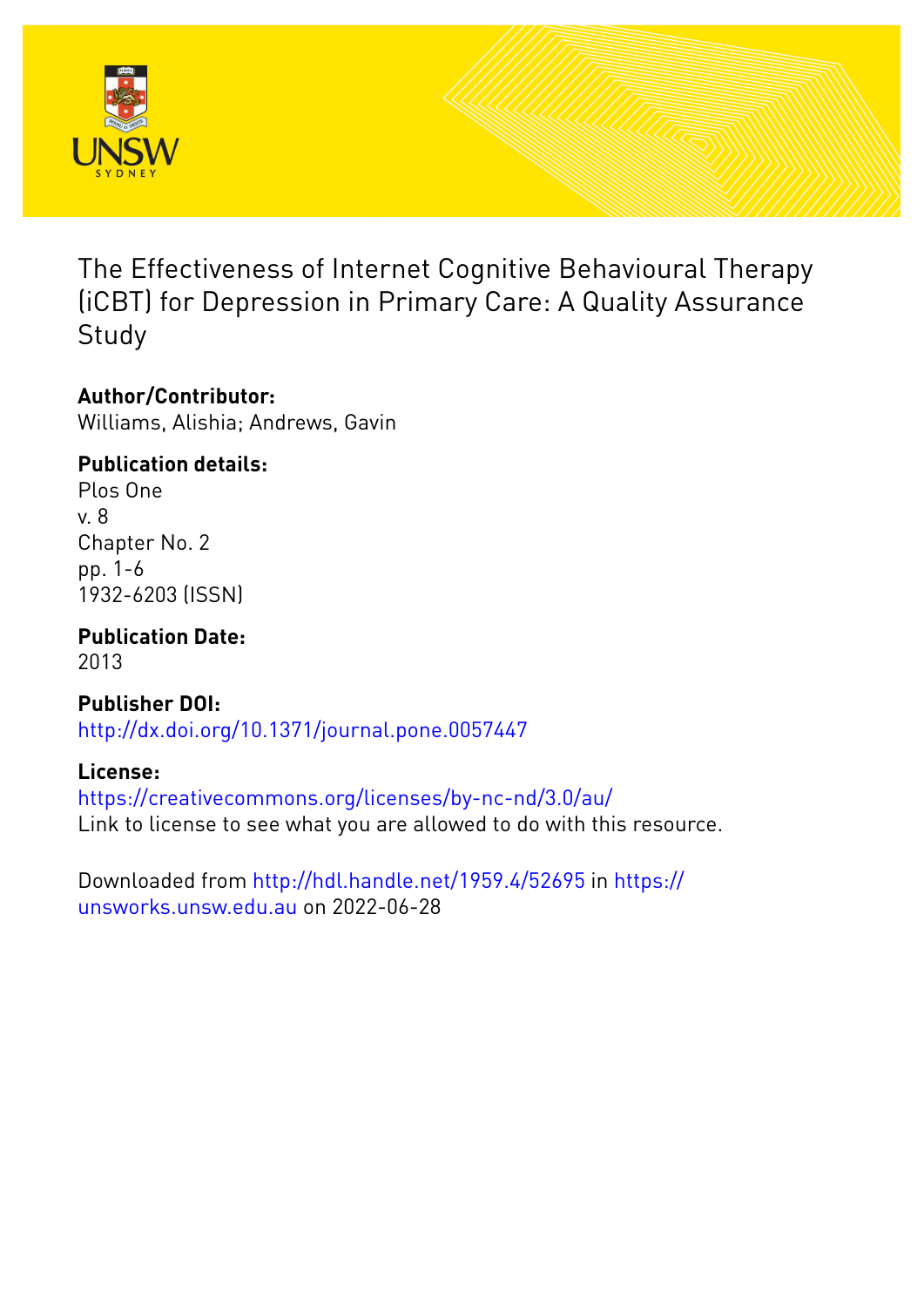# The Effectiveness of Internet Cognitive Behavioural Therapy (iCBT) for Depression in Primary Care: A Quality Assurance Study

**Author/Contributor:**
Williams, Alishia; Andrews, Gavin

**Publication details:**
Plos One
v. 8
Chapter No. 2
pp. 1-6
1932-6203 (ISSN)

**Publication Date:**
2013

**Publisher DOI:**
http://dx.doi.org/10.1371/journal.pone.0057447

**License:**
https://creativecommons.org/licenses/by-nc-nd/3.0/au/
Link to license to see what you are allowed to do with this resource.

Downloaded from http://hdl.handle.net/1959.4/52695 in https://unsworks.unsw.edu.au on 2022-06-28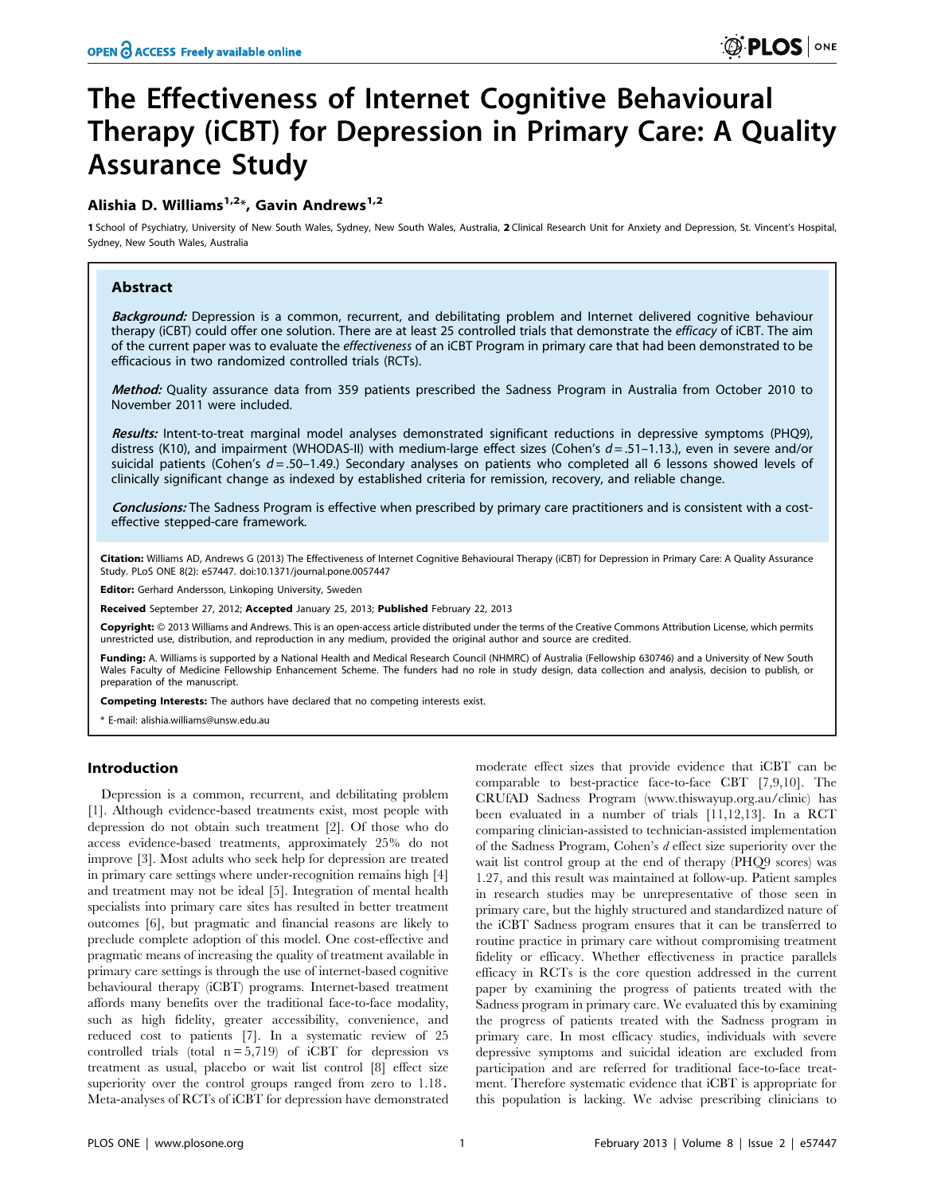# The Effectiveness of Internet Cognitive Behavioural Therapy (iCBT) for Depression in Primary Care: A Quality Assurance Study

## Alishia D. Williams[1,2]*, Gavin Andrews[1,2]

1 School of Psychiatry, University of New South Wales, Sydney, New South Wales, Australia, 2 Clinical Research Unit for Anxiety and Depression, St. Vincent's Hospital, Sydney, New South Wales, Australia

### Abstract

***Background:*** Depression is a common, recurrent, and debilitating problem and Internet delivered cognitive behaviour therapy (iCBT) could offer one solution. There are at least 25 controlled trials that demonstrate the *efficacy* of iCBT. The aim of the current paper was to evaluate the *effectiveness* of an iCBT Program in primary care that had been demonstrated to be efficacious in two randomized controlled trials (RCTs).

***Method:*** Quality assurance data from 359 patients prescribed the Sadness Program in Australia from October 2010 to November 2011 were included.

***Results:*** Intent-to-treat marginal model analyses demonstrated significant reductions in depressive symptoms (PHQ9), distress (K10), and impairment (WHODAS-II) with medium-large effect sizes (Cohen's $d = .51–1.13$.), even in severe and/or suicidal patients (Cohen's $d = .50–1.49$.) Secondary analyses on patients who completed all 6 lessons showed levels of clinically significant change as indexed by established criteria for remission, recovery, and reliable change.

***Conclusions:*** The Sadness Program is effective when prescribed by primary care practitioners and is consistent with a cost-effective stepped-care framework.

**Citation:** Williams AD, Andrews G (2013) The Effectiveness of Internet Cognitive Behavioural Therapy (iCBT) for Depression in Primary Care: A Quality Assurance Study. PLoS ONE 8(2): e57447. doi:10.1371/journal.pone.0057447

**Editor:** Gerhard Andersson, Linkoping University, Sweden

**Received** September 27, 2012; **Accepted** January 25, 2013; **Published** February 22, 2013

**Copyright:** © 2013 Williams and Andrews. This is an open-access article distributed under the terms of the Creative Commons Attribution License, which permits unrestricted use, distribution, and reproduction in any medium, provided the original author and source are credited.

**Funding:** A. Williams is supported by a National Health and Medical Research Council (NHMRC) of Australia (Fellowship 630746) and a University of New South Wales Faculty of Medicine Fellowship Enhancement Scheme. The funders had no role in study design, data collection and analysis, decision to publish, or preparation of the manuscript.

**Competing Interests:** The authors have declared that no competing interests exist.

* E-mail: alishia.williams@unsw.edu.au

## Introduction

Depression is a common, recurrent, and debilitating problem [1]. Although evidence-based treatments exist, most people with depression do not obtain such treatment [2]. Of those who do access evidence-based treatments, approximately 25% do not improve [3]. Most adults who seek help for depression are treated in primary care settings where under-recognition remains high [4] and treatment may not be ideal [5]. Integration of mental health specialists into primary care sites has resulted in better treatment outcomes [6], but pragmatic and financial reasons are likely to preclude complete adoption of this model. One cost-effective and pragmatic means of increasing the quality of treatment available in primary care settings is through the use of internet-based cognitive behavioural therapy (iCBT) programs. Internet-based treatment affords many benefits over the traditional face-to-face modality, such as high fidelity, greater accessibility, convenience, and reduced cost to patients [7]. In a systematic review of 25 controlled trials (total $n = 5{,}719$) of iCBT for depression vs treatment as usual, placebo or wait list control [8] effect size superiority over the control groups ranged from zero to 1.18. Meta-analyses of RCTs of iCBT for depression have demonstrated moderate effect sizes that provide evidence that iCBT can be comparable to best-practice face-to-face CBT [7,9,10]. The CRUfAD Sadness Program (www.thiswayup.org.au/clinic) has been evaluated in a number of trials [11,12,13]. In a RCT comparing clinician-assisted to technician-assisted implementation of the Sadness Program, Cohen's *d* effect size superiority over the wait list control group at the end of therapy (PHQ9 scores) was 1.27, and this result was maintained at follow-up. Patient samples in research studies may be unrepresentative of those seen in primary care, but the highly structured and standardized nature of the iCBT Sadness program ensures that it can be transferred to routine practice in primary care without compromising treatment fidelity or efficacy. Whether effectiveness in practice parallels efficacy in RCTs is the core question addressed in the current paper by examining the progress of patients treated with the Sadness program in primary care. We evaluated this by examining the progress of patients treated with the Sadness program in primary care. In most efficacy studies, individuals with severe depressive symptoms and suicidal ideation are excluded from participation and are referred for traditional face-to-face treatment. Therefore systematic evidence that iCBT is appropriate for this population is lacking. We advise prescribing clinicians to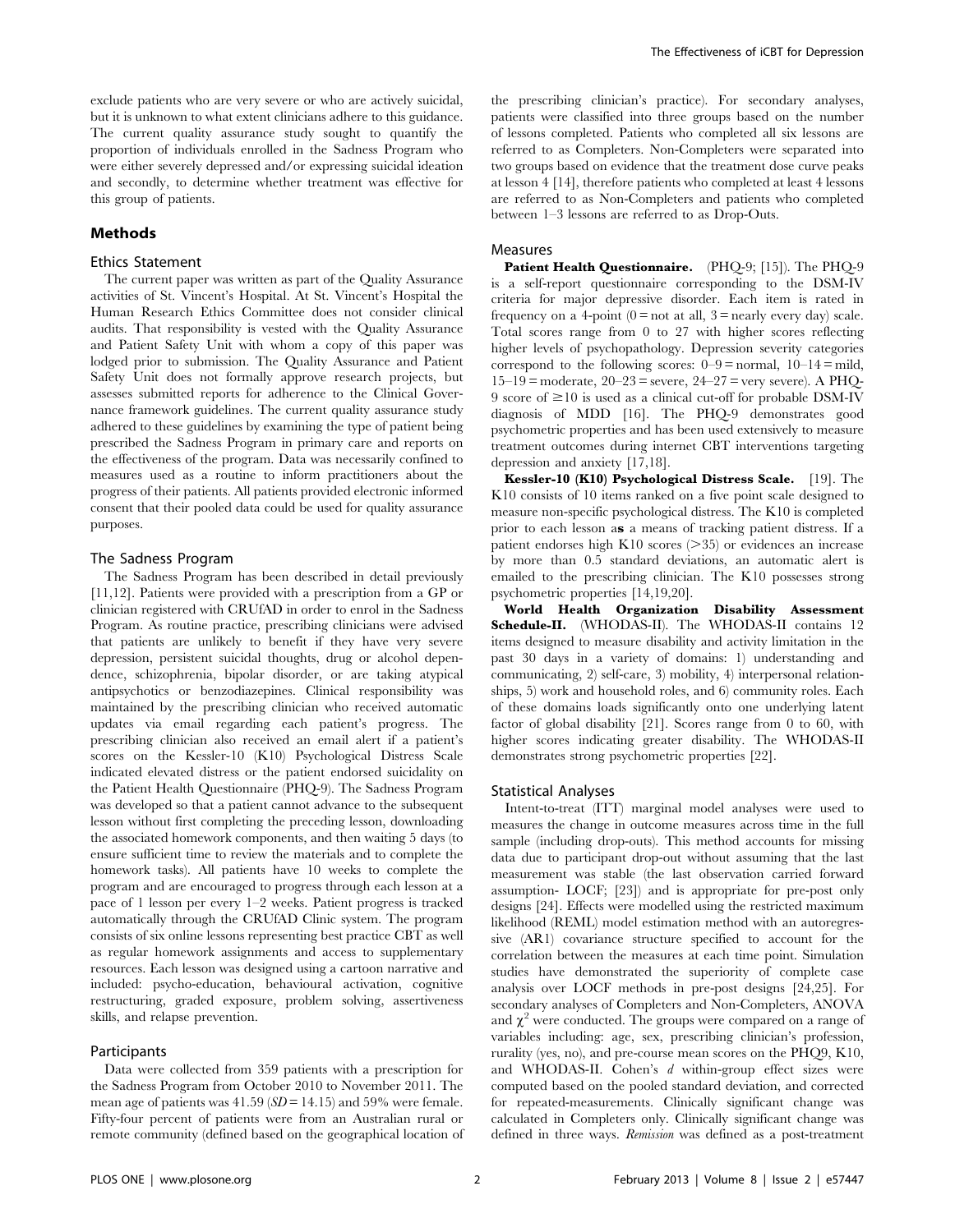exclude patients who are very severe or who are actively suicidal, but it is unknown to what extent clinicians adhere to this guidance. The current quality assurance study sought to quantify the proportion of individuals enrolled in the Sadness Program who were either severely depressed and/or expressing suicidal ideation and secondly, to determine whether treatment was effective for this group of patients.

## Methods

### Ethics Statement

The current paper was written as part of the Quality Assurance activities of St. Vincent's Hospital. At St. Vincent's Hospital the Human Research Ethics Committee does not consider clinical audits. That responsibility is vested with the Quality Assurance and Patient Safety Unit with whom a copy of this paper was lodged prior to submission. The Quality Assurance and Patient Safety Unit does not formally approve research projects, but assesses submitted reports for adherence to the Clinical Governance framework guidelines. The current quality assurance study adhered to these guidelines by examining the type of patient being prescribed the Sadness Program in primary care and reports on the effectiveness of the program. Data was necessarily confined to measures used as a routine to inform practitioners about the progress of their patients. All patients provided electronic informed consent that their pooled data could be used for quality assurance purposes.

### The Sadness Program

The Sadness Program has been described in detail previously [11,12]. Patients were provided with a prescription from a GP or clinician registered with CRUfAD in order to enrol in the Sadness Program. As routine practice, prescribing clinicians were advised that patients are unlikely to benefit if they have very severe depression, persistent suicidal thoughts, drug or alcohol dependence, schizophrenia, bipolar disorder, or are taking atypical antipsychotics or benzodiazepines. Clinical responsibility was maintained by the prescribing clinician who received automatic updates via email regarding each patient's progress. The prescribing clinician also received an email alert if a patient's scores on the Kessler-10 (K10) Psychological Distress Scale indicated elevated distress or the patient endorsed suicidality on the Patient Health Questionnaire (PHQ-9). The Sadness Program was developed so that a patient cannot advance to the subsequent lesson without first completing the preceding lesson, downloading the associated homework components, and then waiting 5 days (to ensure sufficient time to review the materials and to complete the homework tasks). All patients have 10 weeks to complete the program and are encouraged to progress through each lesson at a pace of 1 lesson per every 1–2 weeks. Patient progress is tracked automatically through the CRUfAD Clinic system. The program consists of six online lessons representing best practice CBT as well as regular homework assignments and access to supplementary resources. Each lesson was designed using a cartoon narrative and included: psycho-education, behavioural activation, cognitive restructuring, graded exposure, problem solving, assertiveness skills, and relapse prevention.

### Participants

Data were collected from 359 patients with a prescription for the Sadness Program from October 2010 to November 2011. The mean age of patients was 41.59 (*SD* = 14.15) and 59% were female. Fifty-four percent of patients were from an Australian rural or remote community (defined based on the geographical location of the prescribing clinician's practice). For secondary analyses, patients were classified into three groups based on the number of lessons completed. Patients who completed all six lessons are referred to as Completers. Non-Completers were separated into two groups based on evidence that the treatment dose curve peaks at lesson 4 [14], therefore patients who completed at least 4 lessons are referred to as Non-Completers and patients who completed between 1–3 lessons are referred to as Drop-Outs.

### Measures

**Patient Health Questionnaire.** (PHQ-9; [15]). The PHQ-9 is a self-report questionnaire corresponding to the DSM-IV criteria for major depressive disorder. Each item is rated in frequency on a 4-point (0 = not at all, 3 = nearly every day) scale. Total scores range from 0 to 27 with higher scores reflecting higher levels of psychopathology. Depression severity categories correspond to the following scores: 0–9 = normal, 10–14 = mild, 15–19 = moderate, 20–23 = severe, 24–27 = very severe). A PHQ-9 score of $\geq$10 is used as a clinical cut-off for probable DSM-IV diagnosis of MDD [16]. The PHQ-9 demonstrates good psychometric properties and has been used extensively to measure treatment outcomes during internet CBT interventions targeting depression and anxiety [17,18].

**Kessler-10 (K10) Psychological Distress Scale.** [19]. The K10 consists of 10 items ranked on a five point scale designed to measure non-specific psychological distress. The K10 is completed prior to each lesson as a means of tracking patient distress. If a patient endorses high K10 scores (>35) or evidences an increase by more than 0.5 standard deviations, an automatic alert is emailed to the prescribing clinician. The K10 possesses strong psychometric properties [14,19,20].

**World Health Organization Disability Assessment Schedule-II.** (WHODAS-II). The WHODAS-II contains 12 items designed to measure disability and activity limitation in the past 30 days in a variety of domains: 1) understanding and communicating, 2) self-care, 3) mobility, 4) interpersonal relationships, 5) work and household roles, and 6) community roles. Each of these domains loads significantly onto one underlying latent factor of global disability [21]. Scores range from 0 to 60, with higher scores indicating greater disability. The WHODAS-II demonstrates strong psychometric properties [22].

### Statistical Analyses

Intent-to-treat (ITT) marginal model analyses were used to measures the change in outcome measures across time in the full sample (including drop-outs). This method accounts for missing data due to participant drop-out without assuming that the last measurement was stable (the last observation carried forward assumption- LOCF; [23]) and is appropriate for pre-post only designs [24]. Effects were modelled using the restricted maximum likelihood (REML) model estimation method with an autoregressive (AR1) covariance structure specified to account for the correlation between the measures at each time point. Simulation studies have demonstrated the superiority of complete case analysis over LOCF methods in pre-post designs [24,25]. For secondary analyses of Completers and Non-Completers, ANOVA and $\chi^2$ were conducted. The groups were compared on a range of variables including: age, sex, prescribing clinician's profession, rurality (yes, no), and pre-course mean scores on the PHQ9, K10, and WHODAS-II. Cohen's *d* within-group effect sizes were computed based on the pooled standard deviation, and corrected for repeated-measurements. Clinically significant change was calculated in Completers only. Clinically significant change was defined in three ways. *Remission* was defined as a post-treatment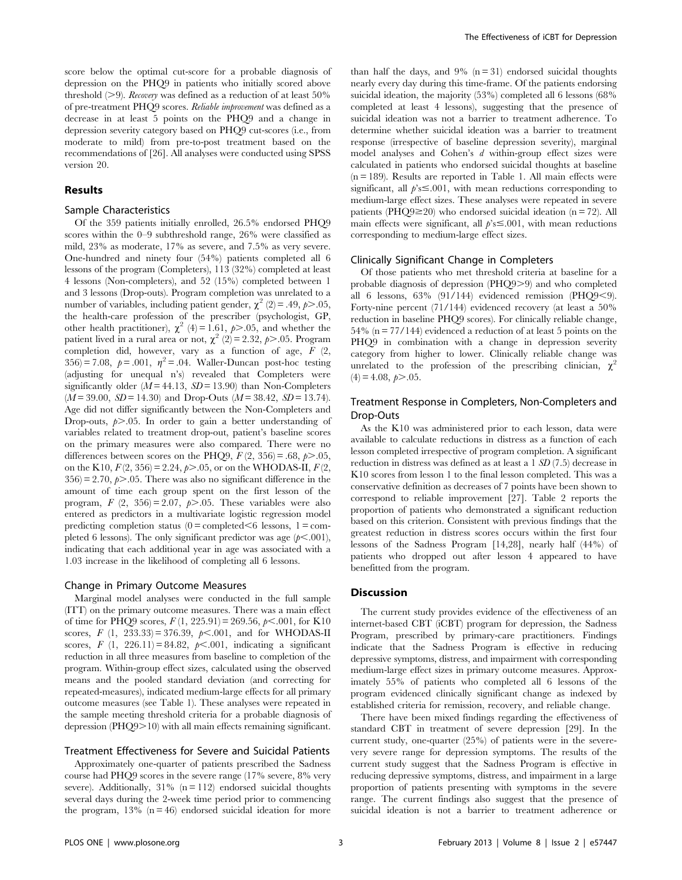score below the optimal cut-score for a probable diagnosis of depression on the PHQ9 in patients who initially scored above threshold (>9). *Recovery* was defined as a reduction of at least 50% of pre-treatment PHQ9 scores. *Reliable improvement* was defined as a decrease in at least 5 points on the PHQ9 and a change in depression severity category based on PHQ9 cut-scores (i.e., from moderate to mild) from pre-to-post treatment based on the recommendations of [26]. All analyses were conducted using SPSS version 20.

## Results

### Sample Characteristics

Of the 359 patients initially enrolled, 26.5% endorsed PHQ9 scores within the 0–9 subthreshold range, 26% were classified as mild, 23% as moderate, 17% as severe, and 7.5% as very severe. One-hundred and ninety four (54%) patients completed all 6 lessons of the program (Completers), 113 (32%) completed at least 4 lessons (Non-completers), and 52 (15%) completed between 1 and 3 lessons (Drop-outs). Program completion was unrelated to a number of variables, including patient gender, $\chi^2$ (2) = .49, $p>.05$, the health-care profession of the prescriber (psychologist, GP, other health practitioner), $\chi^2$ (4) = 1.61, $p>.05$, and whether the patient lived in a rural area or not, $\chi^2$ (2) = 2.32, $p>.05$. Program completion did, however, vary as a function of age, $F$ (2, 356) = 7.08, $p$ = .001, $\eta^2$ = .04. Waller-Duncan post-hoc testing (adjusting for unequal n's) revealed that Completers were significantly older ($M$ = 44.13, $SD$ = 13.90) than Non-Completers ($M$ = 39.00, $SD$ = 14.30) and Drop-Outs ($M$ = 38.42, $SD$ = 13.74). Age did not differ significantly between the Non-Completers and Drop-outs, $p>.05$. In order to gain a better understanding of variables related to treatment drop-out, patient's baseline scores on the primary measures were also compared. There were no differences between scores on the PHQ9, $F$ (2, 356) = .68, $p>.05$, on the K10, $F$ (2, 356) = 2.24, $p>.05$, or on the WHODAS-II, $F$ (2, 356) = 2.70, $p>.05$. There was also no significant difference in the amount of time each group spent on the first lesson of the program, $F$ (2, 356) = 2.07, $p>.05$. These variables were also entered as predictors in a multivariate logistic regression model predicting completion status (0 = completed<6 lessons, 1 = completed 6 lessons). The only significant predictor was age ($p<.001$), indicating that each additional year in age was associated with a 1.03 increase in the likelihood of completing all 6 lessons.

### Change in Primary Outcome Measures

Marginal model analyses were conducted in the full sample (ITT) on the primary outcome measures. There was a main effect of time for PHQ9 scores, $F$ (1, 225.91) = 269.56, $p<.001$, for K10 scores, $F$ (1, 233.33) = 376.39, $p<.001$, and for WHODAS-II scores, $F$ (1, 226.11) = 84.82, $p<.001$, indicating a significant reduction in all three measures from baseline to completion of the program. Within-group effect sizes, calculated using the observed means and the pooled standard deviation (and correcting for repeated-measures), indicated medium-large effects for all primary outcome measures (see Table 1). These analyses were repeated in the sample meeting threshold criteria for a probable diagnosis of depression (PHQ9>10) with all main effects remaining significant.

### Treatment Effectiveness for Severe and Suicidal Patients

Approximately one-quarter of patients prescribed the Sadness course had PHQ9 scores in the severe range (17% severe, 8% very severe). Additionally, 31% (n = 112) endorsed suicidal thoughts several days during the 2-week time period prior to commencing the program, 13% (n = 46) endorsed suicidal ideation for more than half the days, and 9% (n = 31) endorsed suicidal thoughts nearly every day during this time-frame. Of the patients endorsing suicidal ideation, the majority (53%) completed all 6 lessons (68% completed at least 4 lessons), suggesting that the presence of suicidal ideation was not a barrier to treatment adherence. To determine whether suicidal ideation was a barrier to treatment response (irrespective of baseline depression severity), marginal model analyses and Cohen's $d$ within-group effect sizes were calculated in patients who endorsed suicidal thoughts at baseline (n = 189). Results are reported in Table 1. All main effects were significant, all $p$'s$\leq$.001, with mean reductions corresponding to medium-large effect sizes. These analyses were repeated in severe patients (PHQ9≥20) who endorsed suicidal ideation (n = 72). All main effects were significant, all $p$'s$\leq$.001, with mean reductions corresponding to medium-large effect sizes.

### Clinically Significant Change in Completers

Of those patients who met threshold criteria at baseline for a probable diagnosis of depression (PHQ9>9) and who completed all 6 lessons, 63% (91/144) evidenced remission (PHQ9<9). Forty-nine percent (71/144) evidenced recovery (at least a 50% reduction in baseline PHQ9 scores). For clinically reliable change, 54% (n = 77/144) evidenced a reduction of at least 5 points on the PHQ9 in combination with a change in depression severity category from higher to lower. Clinically reliable change was unrelated to the profession of the prescribing clinician, $\chi^2$ (4) = 4.08, $p>.05$.

### Treatment Response in Completers, Non-Completers and Drop-Outs

As the K10 was administered prior to each lesson, data were available to calculate reductions in distress as a function of each lesson completed irrespective of program completion. A significant reduction in distress was defined as at least a 1 $SD$ (7.5) decrease in K10 scores from lesson 1 to the final lesson completed. This was a conservative definition as decreases of 7 points have been shown to correspond to reliable improvement [27]. Table 2 reports the proportion of patients who demonstrated a significant reduction based on this criterion. Consistent with previous findings that the greatest reduction in distress scores occurs within the first four lessons of the Sadness Program [14,28], nearly half (44%) of patients who dropped out after lesson 4 appeared to have benefitted from the program.

## Discussion

The current study provides evidence of the effectiveness of an internet-based CBT (iCBT) program for depression, the Sadness Program, prescribed by primary-care practitioners. Findings indicate that the Sadness Program is effective in reducing depressive symptoms, distress, and impairment with corresponding medium-large effect sizes in primary outcome measures. Approximately 55% of patients who completed all 6 lessons of the program evidenced clinically significant change as indexed by established criteria for remission, recovery, and reliable change.

There have been mixed findings regarding the effectiveness of standard CBT in treatment of severe depression [29]. In the current study, one-quarter (25%) of patients were in the severe-very severe range for depression symptoms. The results of the current study suggest that the Sadness Program is effective in reducing depressive symptoms, distress, and impairment in a large proportion of patients presenting with symptoms in the severe range. The current findings also suggest that the presence of suicidal ideation is not a barrier to treatment adherence or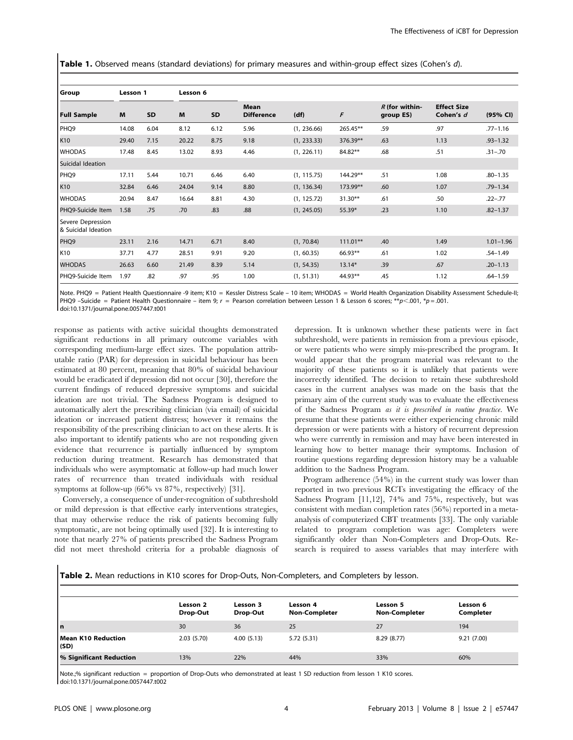**Table 1.** Observed means (standard deviations) for primary measures and within-group effect sizes (Cohen's *d*).

| Group | Lesson 1 | | Lesson 6 | | | | | | | |
|---|---|---|---|---|---|---|---|---|---|---|
| **Full Sample** | **M** | **SD** | **M** | **SD** | **Mean Difference** | **(df)** | ***F*** | ***R* (for within-group ES)** | **Effect Size Cohen's *d*** | **(95% CI)** |
| PHQ9 | 14.08 | 6.04 | 8.12 | 6.12 | 5.96 | (1, 236.66) | 265.45** | .59 | .97 | .77–1.16 |
| K10 | 29.40 | 7.15 | 20.22 | 8.75 | 9.18 | (1, 233.33) | 376.39** | .63 | 1.13 | .93–1.32 |
| WHODAS | 17.48 | 8.45 | 13.02 | 8.93 | 4.46 | (1, 226.11) | 84.82** | .68 | .51 | .31–.70 |
| Suicidal Ideation | | | | | | | | | | |
| PHQ9 | 17.11 | 5.44 | 10.71 | 6.46 | 6.40 | (1, 115.75) | 144.29** | .51 | 1.08 | .80–1.35 |
| K10 | 32.84 | 6.46 | 24.04 | 9.14 | 8.80 | (1, 136.34) | 173.99** | .60 | 1.07 | .79–1.34 |
| WHODAS | 20.94 | 8.47 | 16.64 | 8.81 | 4.30 | (1, 125.72) | 31.30** | .61 | .50 | .22–.77 |
| PHQ9-Suicide Item | 1.58 | .75 | .70 | .83 | .88 | (1, 245.05) | 55.39* | .23 | 1.10 | .82–1.37 |
| Severe Depression & Suicidal Ideation | | | | | | | | | | |
| PHQ9 | 23.11 | 2.16 | 14.71 | 6.71 | 8.40 | (1, 70.84) | 111.01** | .40 | 1.49 | 1.01–1.96 |
| K10 | 37.71 | 4.77 | 28.51 | 9.91 | 9.20 | (1, 60.35) | 66.93** | .61 | 1.02 | .54–1.49 |
| WHODAS | 26.63 | 6.60 | 21.49 | 8.39 | 5.14 | (1, 54.35) | 13.14* | .39 | .67 | .20–1.13 |
| PHQ9-Suicide Item | 1.97 | .82 | .97 | .95 | 1.00 | (1, 51.31) | 44.93** | .45 | 1.12 | .64–1.59 |

Note. PHQ9 = Patient Health Questionnaire -9 item; K10 = Kessler Distress Scale – 10 item; WHODAS = World Health Organization Disability Assessment Schedule-II; PHQ9 –Suicide = Patient Health Questionnaire – item 9; *r* = Pearson correlation between Lesson 1 & Lesson 6 scores; \*\*$p<.001$, \*$p=.001$.
doi:10.1371/journal.pone.0057447.t001

response as patients with active suicidal thoughts demonstrated significant reductions in all primary outcome variables with corresponding medium-large effect sizes. The population attributable ratio (PAR) for depression in suicidal behaviour has been estimated at 80 percent, meaning that 80% of suicidal behaviour would be eradicated if depression did not occur [30], therefore the current findings of reduced depressive symptoms and suicidal ideation are not trivial. The Sadness Program is designed to automatically alert the prescribing clinician (via email) of suicidal ideation or increased patient distress; however it remains the responsibility of the prescribing clinician to act on these alerts. It is also important to identify patients who are not responding given evidence that recurrence is partially influenced by symptom reduction during treatment. Research has demonstrated that individuals who were asymptomatic at follow-up had much lower rates of recurrence than treated individuals with residual symptoms at follow-up (66% vs 87%, respectively) [31].

Conversely, a consequence of under-recognition of subthreshold or mild depression is that effective early interventions strategies, that may otherwise reduce the risk of patients becoming fully symptomatic, are not being optimally used [32]. It is interesting to note that nearly 27% of patients prescribed the Sadness Program did not meet threshold criteria for a probable diagnosis of depression. It is unknown whether these patients were in fact subthreshold, were patients in remission from a previous episode, or were patients who were simply mis-prescribed the program. It would appear that the program material was relevant to the majority of these patients so it is unlikely that patients were incorrectly identified. The decision to retain these subthreshold cases in the current analyses was made on the basis that the primary aim of the current study was to evaluate the effectiveness of the Sadness Program *as it is prescribed in routine practice*. We presume that these patients were either experiencing chronic mild depression or were patients with a history of recurrent depression who were currently in remission and may have been interested in learning how to better manage their symptoms. Inclusion of routine questions regarding depression history may be a valuable addition to the Sadness Program.

Program adherence (54%) in the current study was lower than reported in two previous RCTs investigating the efficacy of the Sadness Program [11,12], 74% and 75%, respectively, but was consistent with median completion rates (56%) reported in a meta-analysis of computerized CBT treatments [33]. The only variable related to program completion was age: Completers were significantly older than Non-Completers and Drop-Outs. Research is required to assess variables that may interfere with

**Table 2.** Mean reductions in K10 scores for Drop-Outs, Non-Completers, and Completers by lesson.

| | Lesson 2 Drop-Out | Lesson 3 Drop-Out | Lesson 4 Non-Completer | Lesson 5 Non-Completer | Lesson 6 Completer |
|---|---|---|---|---|---|
| **n** | 30 | 36 | 25 | 27 | 194 |
| **Mean K10 Reduction (SD)** | 2.03 (5.70) | 4.00 (5.13) | 5.72 (5.31) | 8.29 (8.77) | 9.21 (7.00) |
| **% Significant Reduction** | 13% | 22% | 44% | 33% | 60% |

Note.;% significant reduction = proportion of Drop-Outs who demonstrated at least 1 SD reduction from lesson 1 K10 scores.
doi:10.1371/journal.pone.0057447.t002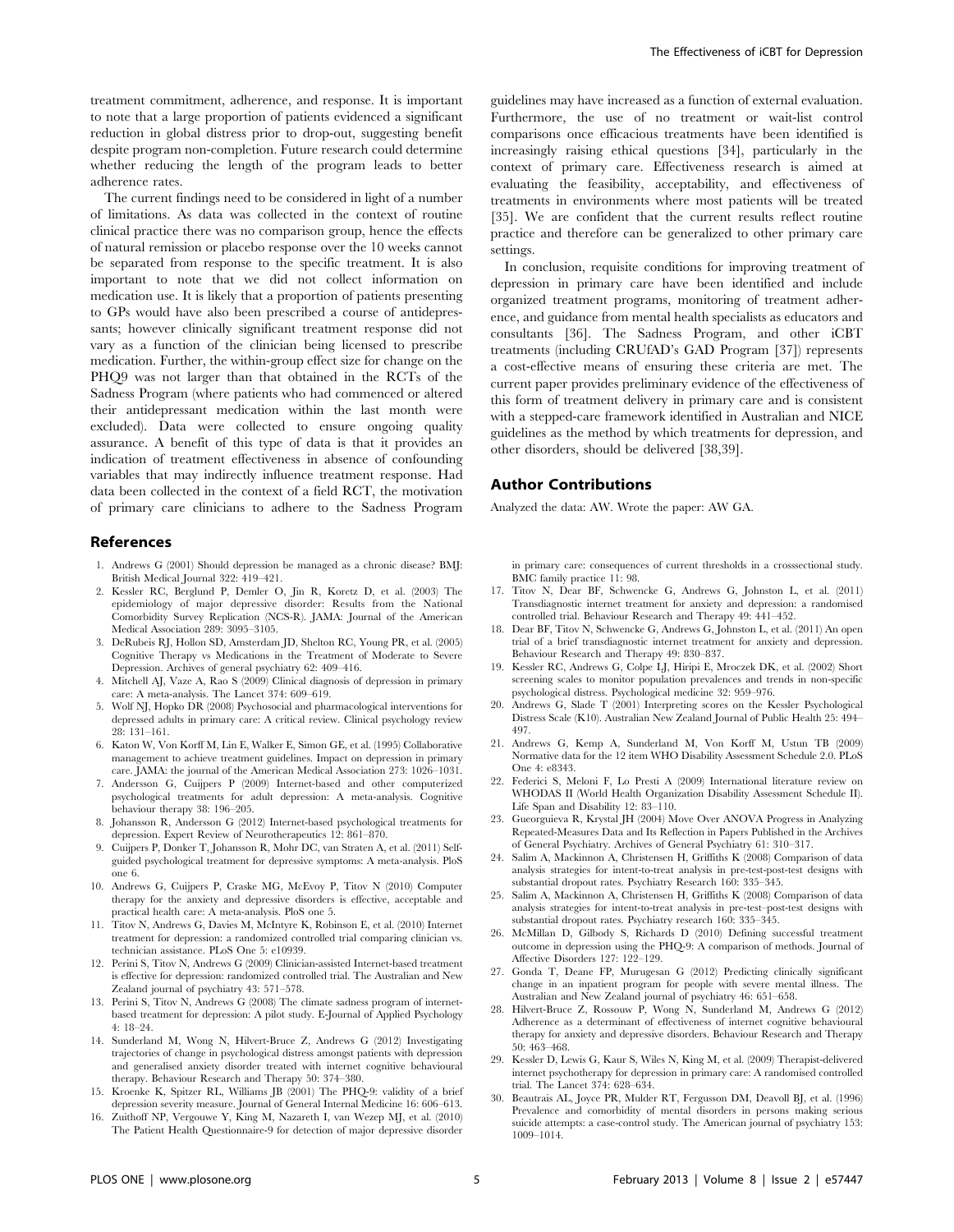treatment commitment, adherence, and response. It is important to note that a large proportion of patients evidenced a significant reduction in global distress prior to drop-out, suggesting benefit despite program non-completion. Future research could determine whether reducing the length of the program leads to better adherence rates.

The current findings need to be considered in light of a number of limitations. As data was collected in the context of routine clinical practice there was no comparison group, hence the effects of natural remission or placebo response over the 10 weeks cannot be separated from response to the specific treatment. It is also important to note that we did not collect information on medication use. It is likely that a proportion of patients presenting to GPs would have also been prescribed a course of antidepressants; however clinically significant treatment response did not vary as a function of the clinician being licensed to prescribe medication. Further, the within-group effect size for change on the PHQ9 was not larger than that obtained in the RCTs of the Sadness Program (where patients who had commenced or altered their antidepressant medication within the last month were excluded). Data were collected to ensure ongoing quality assurance. A benefit of this type of data is that it provides an indication of treatment effectiveness in absence of confounding variables that may indirectly influence treatment response. Had data been collected in the context of a field RCT, the motivation of primary care clinicians to adhere to the Sadness Program guidelines may have increased as a function of external evaluation. Furthermore, the use of no treatment or wait-list control comparisons once efficacious treatments have been identified is increasingly raising ethical questions [34], particularly in the context of primary care. Effectiveness research is aimed at evaluating the feasibility, acceptability, and effectiveness of treatments in environments where most patients will be treated [35]. We are confident that the current results reflect routine practice and therefore can be generalized to other primary care settings.

In conclusion, requisite conditions for improving treatment of depression in primary care have been identified and include organized treatment programs, monitoring of treatment adherence, and guidance from mental health specialists as educators and consultants [36]. The Sadness Program, and other iCBT treatments (including CRUfAD's GAD Program [37]) represents a cost-effective means of ensuring these criteria are met. The current paper provides preliminary evidence of the effectiveness of this form of treatment delivery in primary care and is consistent with a stepped-care framework identified in Australian and NICE guidelines as the method by which treatments for depression, and other disorders, should be delivered [38,39].

## Author Contributions

Analyzed the data: AW. Wrote the paper: AW GA.

## References

1. Andrews G (2001) Should depression be managed as a chronic disease? BMJ: British Medical Journal 322: 419–421.
2. Kessler RC, Berglund P, Demler O, Jin R, Koretz D, et al. (2003) The epidemiology of major depressive disorder: Results from the National Comorbidity Survey Replication (NCS-R). JAMA: Journal of the American Medical Association 289: 3095–3105.
3. DeRubeis RJ, Hollon SD, Amsterdam JD, Shelton RC, Young PR, et al. (2005) Cognitive Therapy vs Medications in the Treatment of Moderate to Severe Depression. Archives of general psychiatry 62: 409–416.
4. Mitchell AJ, Vaze A, Rao S (2009) Clinical diagnosis of depression in primary care: A meta-analysis. The Lancet 374: 609–619.
5. Wolf NJ, Hopko DR (2008) Psychosocial and pharmacological interventions for depressed adults in primary care: A critical review. Clinical psychology review 28: 131–161.
6. Katon W, Von Korff M, Lin E, Walker E, Simon GE, et al. (1995) Collaborative management to achieve treatment guidelines. Impact on depression in primary care. JAMA: the journal of the American Medical Association 273: 1026–1031.
7. Andersson G, Cuijpers P (2009) Internet-based and other computerized psychological treatments for adult depression: A meta-analysis. Cognitive behaviour therapy 38: 196–205.
8. Johansson R, Andersson G (2012) Internet-based psychological treatments for depression. Expert Review of Neurotherapeutics 12: 861–870.
9. Cuijpers P, Donker T, Johansson R, Mohr DC, van Straten A, et al. (2011) Self-guided psychological treatment for depressive symptoms: A meta-analysis. PloS one 6.
10. Andrews G, Cuijpers P, Craske MG, McEvoy P, Titov N (2010) Computer therapy for the anxiety and depressive disorders is effective, acceptable and practical health care: A meta-analysis. PloS one 5.
11. Titov N, Andrews G, Davies M, McIntyre K, Robinson E, et al. (2010) Internet treatment for depression: a randomized controlled trial comparing clinician vs. technician assistance. PLoS One 5: e10939.
12. Perini S, Titov N, Andrews G (2009) Clinician-assisted Internet-based treatment is effective for depression: randomized controlled trial. The Australian and New Zealand journal of psychiatry 43: 571–578.
13. Perini S, Titov N, Andrews G (2008) The climate sadness program of internet-based treatment for depression: A pilot study. E-Journal of Applied Psychology 4: 18–24.
14. Sunderland M, Wong N, Hilvert-Bruce Z, Andrews G (2012) Investigating trajectories of change in psychological distress amongst patients with depression and generalised anxiety disorder treated with internet cognitive behavioural therapy. Behaviour Research and Therapy 50: 374–380.
15. Kroenke K, Spitzer RL, Williams JB (2001) The PHQ-9: validity of a brief depression severity measure. Journal of General Internal Medicine 16: 606–613.
16. Zuithoff NP, Vergouwe Y, King M, Nazareth I, van Wezep MJ, et al. (2010) The Patient Health Questionnaire-9 for detection of major depressive disorder in primary care: consequences of current thresholds in a crosssectional study. BMC family practice 11: 98.
17. Titov N, Dear BF, Schwencke G, Andrews G, Johnston L, et al. (2011) Transdiagnostic internet treatment for anxiety and depression: a randomised controlled trial. Behaviour Research and Therapy 49: 441–452.
18. Dear BF, Titov N, Schwencke G, Andrews G, Johnston L, et al. (2011) An open trial of a brief transdiagnostic internet treatment for anxiety and depression. Behaviour Research and Therapy 49: 830–837.
19. Kessler RC, Andrews G, Colpe LJ, Hiripi E, Mroczek DK, et al. (2002) Short screening scales to monitor population prevalences and trends in non-specific psychological distress. Psychological medicine 32: 959–976.
20. Andrews G, Slade T (2001) Interpreting scores on the Kessler Psychological Distress Scale (K10). Australian New Zealand Journal of Public Health 25: 494–497.
21. Andrews G, Kemp A, Sunderland M, Von Korff M, Ustun TB (2009) Normative data for the 12 item WHO Disability Assessment Schedule 2.0. PLoS One 4: e8343.
22. Federici S, Meloni F, Lo Presti A (2009) International literature review on WHODAS II (World Health Organization Disability Assessment Schedule II). Life Span and Disability 12: 83–110.
23. Gueorguieva R, Krystal JH (2004) Move Over ANOVA Progress in Analyzing Repeated-Measures Data and Its Reflection in Papers Published in the Archives of General Psychiatry. Archives of General Psychiatry 61: 310–317.
24. Salim A, Mackinnon A, Christensen H, Griffiths K (2008) Comparison of data analysis strategies for intent-to-treat analysis in pre-test-post-test designs with substantial dropout rates. Psychiatry Research 160: 335–345.
25. Salim A, Mackinnon A, Christensen H, Griffiths K (2008) Comparison of data analysis strategies for intent-to-treat analysis in pre-test–post-test designs with substantial dropout rates. Psychiatry research 160: 335–345.
26. McMillan D, Gilbody S, Richards D (2010) Defining successful treatment outcome in depression using the PHQ-9: A comparison of methods. Journal of Affective Disorders 127: 122–129.
27. Gonda T, Deane FP, Murugesan G (2012) Predicting clinically significant change in an inpatient program for people with severe mental illness. The Australian and New Zealand journal of psychiatry 46: 651–658.
28. Hilvert-Bruce Z, Rossouw P, Wong N, Sunderland M, Andrews G (2012) Adherence as a determinant of effectiveness of internet cognitive behavioural therapy for anxiety and depressive disorders. Behaviour Research and Therapy 50: 463–468.
29. Kessler D, Lewis G, Kaur S, Wiles N, King M, et al. (2009) Therapist-delivered internet psychotherapy for depression in primary care: A randomised controlled trial. The Lancet 374: 628–634.
30. Beautrais AL, Joyce PR, Mulder RT, Fergusson DM, Deavoll BJ, et al. (1996) Prevalence and comorbidity of mental disorders in persons making serious suicide attempts: a case-control study. The American journal of psychiatry 153: 1009–1014.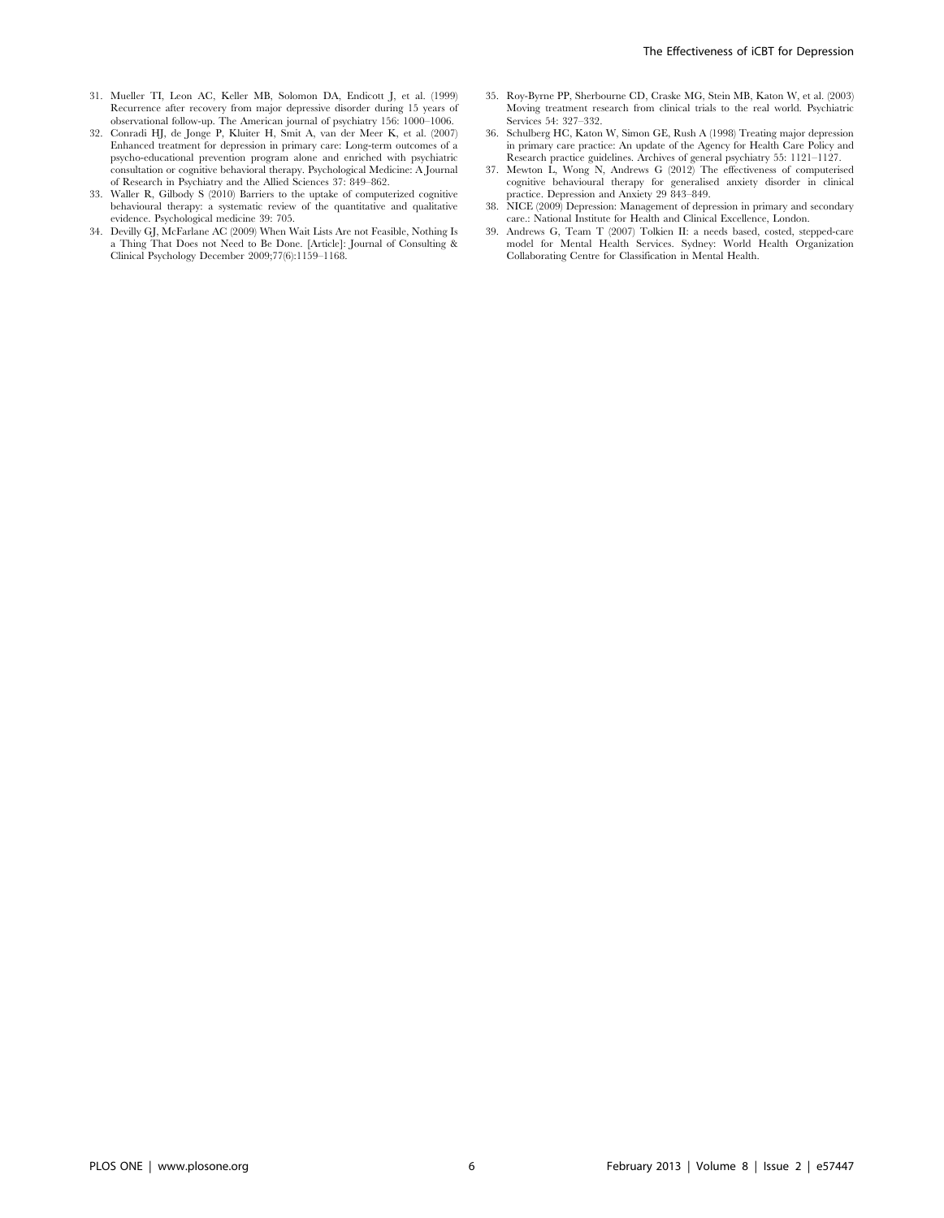31. Mueller TI, Leon AC, Keller MB, Solomon DA, Endicott J, et al. (1999) Recurrence after recovery from major depressive disorder during 15 years of observational follow-up. The American journal of psychiatry 156: 1000–1006.
32. Conradi HJ, de Jonge P, Kluiter H, Smit A, van der Meer K, et al. (2007) Enhanced treatment for depression in primary care: Long-term outcomes of a psycho-educational prevention program alone and enriched with psychiatric consultation or cognitive behavioral therapy. Psychological Medicine: A Journal of Research in Psychiatry and the Allied Sciences 37: 849–862.
33. Waller R, Gilbody S (2010) Barriers to the uptake of computerized cognitive behavioural therapy: a systematic review of the quantitative and qualitative evidence. Psychological medicine 39: 705.
34. Devilly GJ, McFarlane AC (2009) When Wait Lists Are not Feasible, Nothing Is a Thing That Does not Need to Be Done. [Article]: Journal of Consulting & Clinical Psychology December 2009;77(6):1159–1168.
35. Roy-Byrne PP, Sherbourne CD, Craske MG, Stein MB, Katon W, et al. (2003) Moving treatment research from clinical trials to the real world. Psychiatric Services 54: 327–332.
36. Schulberg HC, Katon W, Simon GE, Rush A (1998) Treating major depression in primary care practice: An update of the Agency for Health Care Policy and Research practice guidelines. Archives of general psychiatry 55: 1121–1127.
37. Mewton L, Wong N, Andrews G (2012) The effectiveness of computerised cognitive behavioural therapy for generalised anxiety disorder in clinical practice. Depression and Anxiety 29 843–849.
38. NICE (2009) Depression: Management of depression in primary and secondary care.: National Institute for Health and Clinical Excellence, London.
39. Andrews G, Team T (2007) Tolkien II: a needs based, costed, stepped-care model for Mental Health Services. Sydney: World Health Organization Collaborating Centre for Classification in Mental Health.